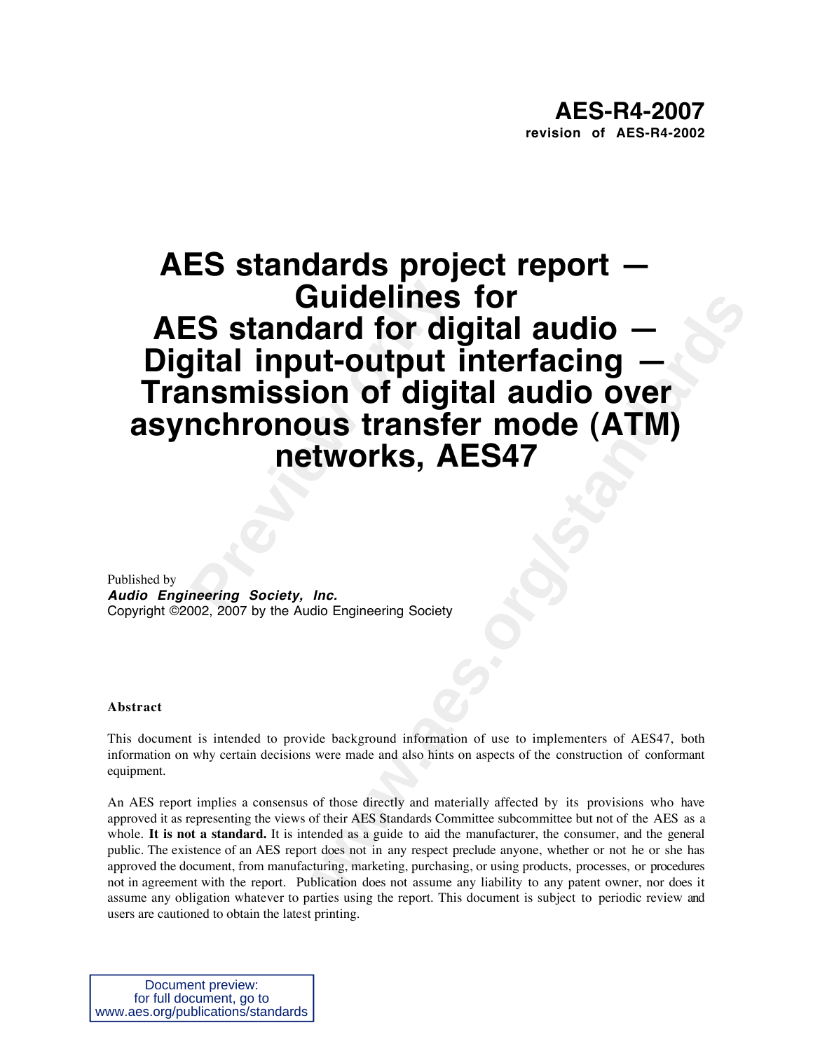**AES-R4-2007**
**revision of AES-R4-2002**

# AES standards project report — Guidelines for AES standard for digital audio — Digital input-output interfacing — Transmission of digital audio over asynchronous transfer mode (ATM) networks, AES47

Published by
***Audio Engineering Society, Inc.***
Copyright ©2002, 2007 by the Audio Engineering Society

**Abstract**

This document is intended to provide background information of use to implementers of AES47, both information on why certain decisions were made and also hints on aspects of the construction of conformant equipment.

An AES report implies a consensus of those directly and materially affected by its provisions who have approved it as representing the views of their AES Standards Committee subcommittee but not of the AES as a whole. **It is not a standard.** It is intended as a guide to aid the manufacturer, the consumer, and the general public. The existence of an AES report does not in any respect preclude anyone, whether or not he or she has approved the document, from manufacturing, marketing, purchasing, or using products, processes, or procedures not in agreement with the report. Publication does not assume any liability to any patent owner, nor does it assume any obligation whatever to parties using the report. This document is subject to periodic review and users are cautioned to obtain the latest printing.

Document preview:
for full document, go to
www.aes.org/publications/standards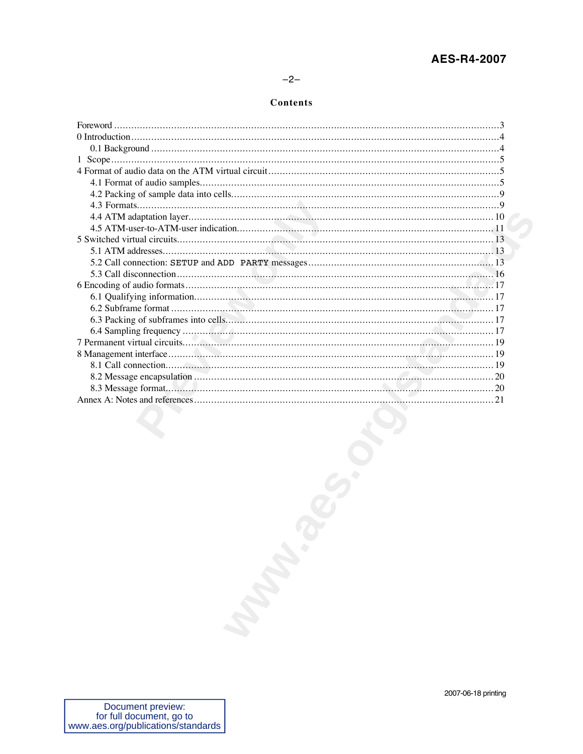## Contents

Foreword ....................................................................................................................................3
0 Introduction..............................................................................................................................4
  0.1 Background ........................................................................................................................4
1 Scope.........................................................................................................................................5
4 Format of audio data on the ATM virtual circuit ......................................................................5
  4.1 Format of audio samples......................................................................................................5
  4.2 Packing of sample data into cells..........................................................................................9
  4.3 Formats.................................................................................................................................9
  4.4 ATM adaptation layer..........................................................................................................10
  4.5 ATM-user-to-ATM-user indication.....................................................................................11
5 Switched virtual circuits...........................................................................................................13
  5.1 ATM addresses....................................................................................................................13
  5.2 Call connection: SETUP and ADD PARTY messages .......................................................13
  5.3 Call disconnection ..............................................................................................................16
6 Encoding of audio formats .......................................................................................................17
  6.1 Qualifying information........................................................................................................17
  6.2 Subframe format .................................................................................................................17
  6.3 Packing of subframes into cells............................................................................................17
  6.4 Sampling frequency ............................................................................................................17
7 Permanent virtual circuits.........................................................................................................19
8 Management interface ..............................................................................................................19
  8.1 Call connection....................................................................................................................19
  8.2 Message encapsulation ........................................................................................................20
  8.3 Message format....................................................................................................................20
Annex A: Notes and references ...................................................................................................21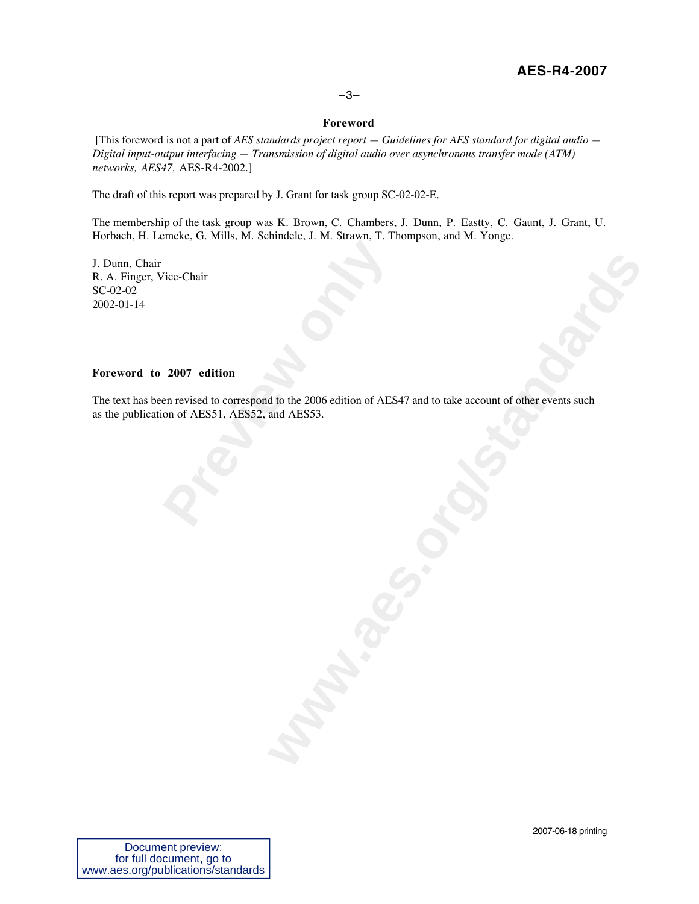## Foreword

[This foreword is not a part of *AES standards project report — Guidelines for AES standard for digital audio — Digital input-output interfacing — Transmission of digital audio over asynchronous transfer mode (ATM) networks, AES47,* AES-R4-2002.]

The draft of this report was prepared by J. Grant for task group SC-02-02-E.

The membership of the task group was K. Brown, C. Chambers, J. Dunn, P. Eastty, C. Gaunt, J. Grant, U. Horbach, H. Lemcke, G. Mills, M. Schindele, J. M. Strawn, T. Thompson, and M. Yonge.

J. Dunn, Chair  
R. A. Finger, Vice-Chair  
SC-02-02  
2002-01-14

**Foreword to 2007 edition**

The text has been revised to correspond to the 2006 edition of AES47 and to take account of other events such as the publication of AES51, AES52, and AES53.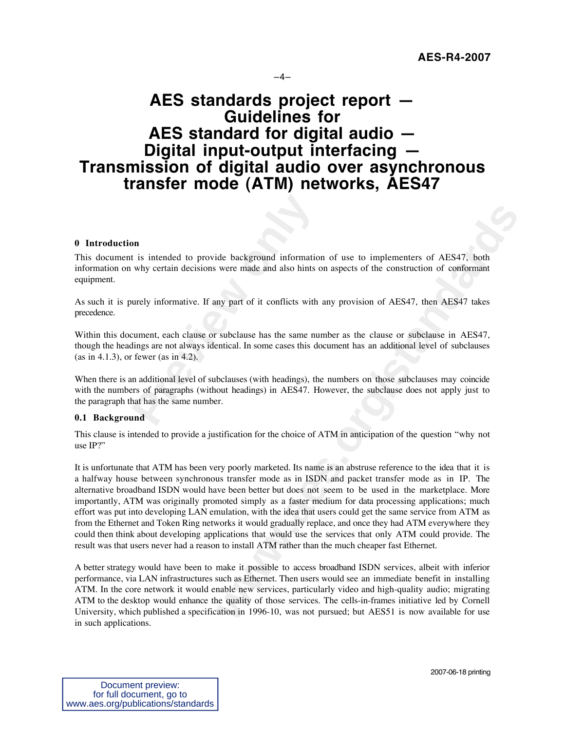# AES standards project report — Guidelines for AES standard for digital audio — Digital input-output interfacing — Transmission of digital audio over asynchronous transfer mode (ATM) networks, AES47

## 0 Introduction

This document is intended to provide background information of use to implementers of AES47, both information on why certain decisions were made and also hints on aspects of the construction of conformant equipment.

As such it is purely informative. If any part of it conflicts with any provision of AES47, then AES47 takes precedence.

Within this document, each clause or subclause has the same number as the clause or subclause in AES47, though the headings are not always identical. In some cases this document has an additional level of subclauses (as in 4.1.3), or fewer (as in 4.2).

When there is an additional level of subclauses (with headings), the numbers on those subclauses may coincide with the numbers of paragraphs (without headings) in AES47. However, the subclause does not apply just to the paragraph that has the same number.

### 0.1 Background

This clause is intended to provide a justification for the choice of ATM in anticipation of the question "why not use IP?"

It is unfortunate that ATM has been very poorly marketed. Its name is an abstruse reference to the idea that it is a halfway house between synchronous transfer mode as in ISDN and packet transfer mode as in IP. The alternative broadband ISDN would have been better but does not seem to be used in the marketplace. More importantly, ATM was originally promoted simply as a faster medium for data processing applications; much effort was put into developing LAN emulation, with the idea that users could get the same service from ATM as from the Ethernet and Token Ring networks it would gradually replace, and once they had ATM everywhere they could then think about developing applications that would use the services that only ATM could provide. The result was that users never had a reason to install ATM rather than the much cheaper fast Ethernet.

A better strategy would have been to make it possible to access broadband ISDN services, albeit with inferior performance, via LAN infrastructures such as Ethernet. Then users would see an immediate benefit in installing ATM. In the core network it would enable new services, particularly video and high-quality audio; migrating ATM to the desktop would enhance the quality of those services. The cells-in-frames initiative led by Cornell University, which published a specification in 1996-10, was not pursued; but AES51 is now available for use in such applications.